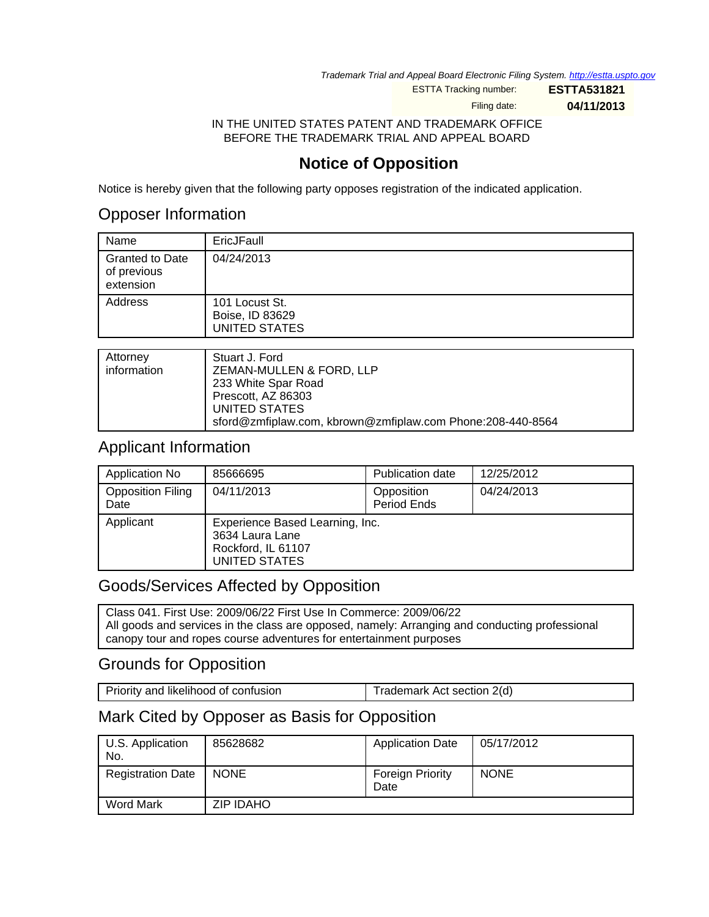*Trademark Trial and Appeal Board Electronic Filing System. http://estta.uspto.gov*

ESTTA Tracking number: **ESTTA531821**

Filing date: **04/11/2013**

IN THE UNITED STATES PATENT AND TRADEMARK OFFICE
BEFORE THE TRADEMARK TRIAL AND APPEAL BOARD

# Notice of Opposition

Notice is hereby given that the following party opposes registration of the indicated application.

## Opposer Information

| | |
|---|---|
| Name | EricJFaull |
| Granted to Date of previous extension | 04/24/2013 |
| Address | 101 Locust St.<br>Boise, ID 83629<br>UNITED STATES |

| | |
|---|---|
| Attorney information | Stuart J. Ford<br>ZEMAN-MULLEN & FORD, LLP<br>233 White Spar Road<br>Prescott, AZ 86303<br>UNITED STATES<br>sford@zmfiplaw.com, kbrown@zmfiplaw.com Phone:208-440-8564 |

## Applicant Information

| | | | |
|---|---|---|---|
| Application No | 85666695 | Publication date | 12/25/2012 |
| Opposition Filing Date | 04/11/2013 | Opposition Period Ends | 04/24/2013 |
| Applicant | Experience Based Learning, Inc.<br>3634 Laura Lane<br>Rockford, IL 61107<br>UNITED STATES | | |

## Goods/Services Affected by Opposition

Class 041. First Use: 2009/06/22 First Use In Commerce: 2009/06/22
All goods and services in the class are opposed, namely: Arranging and conducting professional canopy tour and ropes course adventures for entertainment purposes

## Grounds for Opposition

| | |
|---|---|
| Priority and likelihood of confusion | Trademark Act section 2(d) |

## Mark Cited by Opposer as Basis for Opposition

| | | | |
|---|---|---|---|
| U.S. Application No. | 85628682 | Application Date | 05/17/2012 |
| Registration Date | NONE | Foreign Priority Date | NONE |
| Word Mark | ZIP IDAHO | | |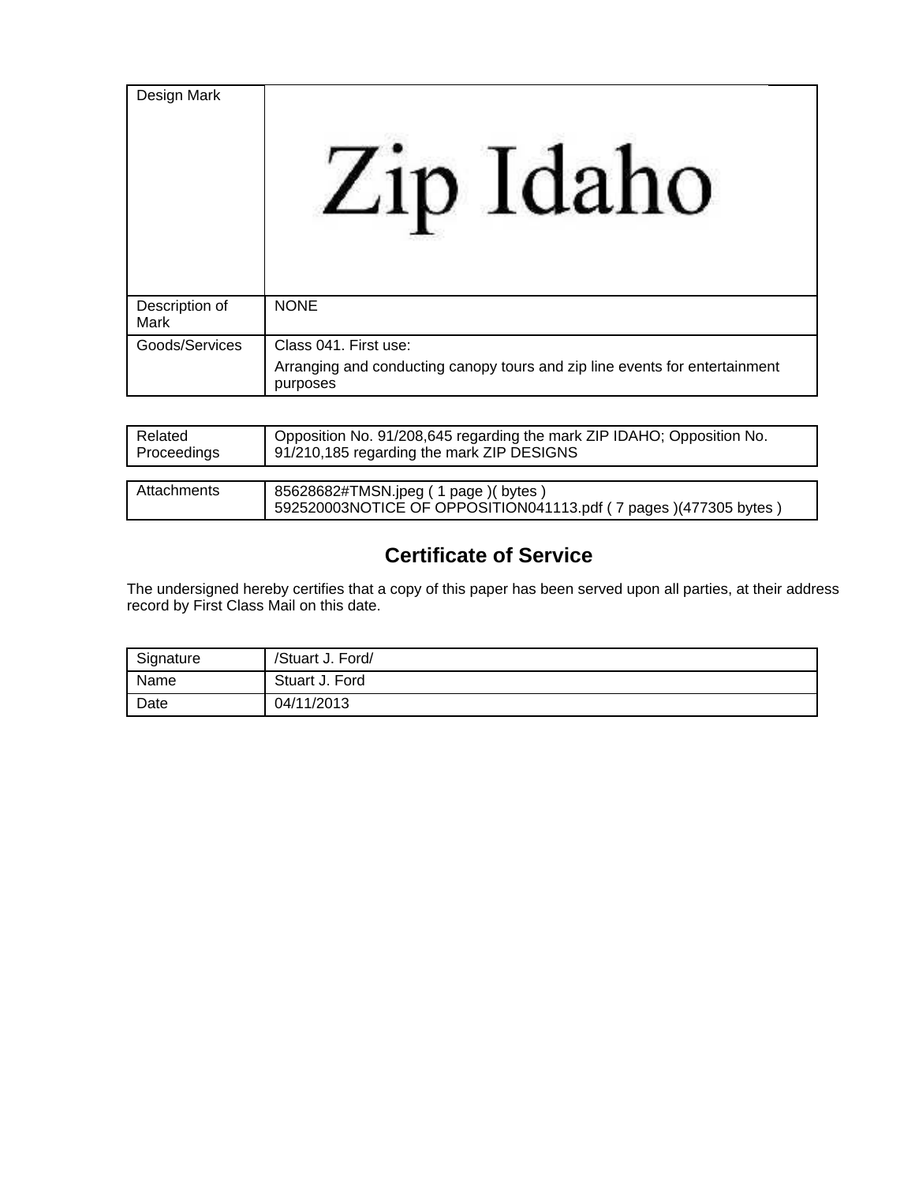| Design Mark | Zip Idaho |
| --- | --- |
| Description of Mark | NONE |
| Goods/Services | Class 041. First use:<br>Arranging and conducting canopy tours and zip line events for entertainment purposes |

| Related Proceedings | Opposition No. 91/208,645 regarding the mark ZIP IDAHO; Opposition No. 91/210,185 regarding the mark ZIP DESIGNS |
| --- | --- |

| Attachments | 85628682#TMSN.jpeg ( 1 page )( bytes )<br>592520003NOTICE OF OPPOSITION041113.pdf ( 7 pages )(477305 bytes ) |
| --- | --- |

## Certificate of Service

The undersigned hereby certifies that a copy of this paper has been served upon all parties, at their address record by First Class Mail on this date.

| Signature | /Stuart J. Ford/ |
| --- | --- |
| Name | Stuart J. Ford |
| Date | 04/11/2013 |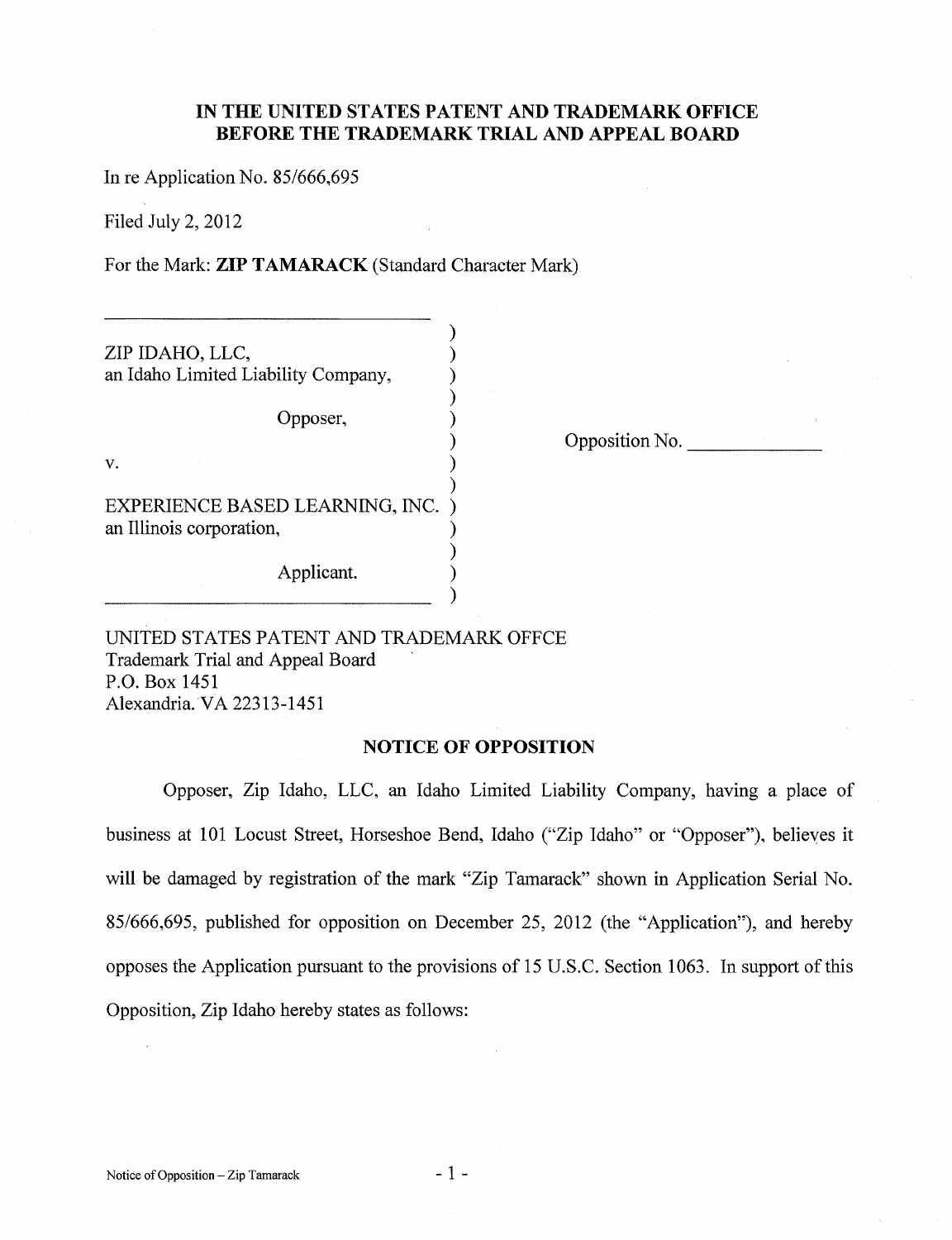**IN THE UNITED STATES PATENT AND TRADEMARK OFFICE**
**BEFORE THE TRADEMARK TRIAL AND APPEAL BOARD**

In re Application No. 85/666,695

Filed July 2, 2012

For the Mark: **ZIP TAMARACK** (Standard Character Mark)

| | |
|---|---|
| ZIP IDAHO, LLC, an Idaho Limited Liability Company, | |
| Opposer, | Opposition No. ______________ |
| v. | |
| EXPERIENCE BASED LEARNING, INC. an Illinois corporation, | |
| Applicant. | |

UNITED STATES PATENT AND TRADEMARK OFFCE
Trademark Trial and Appeal Board
P.O. Box 1451
Alexandria. VA 22313-1451

**NOTICE OF OPPOSITION**

Opposer, Zip Idaho, LLC, an Idaho Limited Liability Company, having a place of business at 101 Locust Street, Horseshoe Bend, Idaho ("Zip Idaho" or "Opposer"), believes it will be damaged by registration of the mark "Zip Tamarack" shown in Application Serial No. 85/666,695, published for opposition on December 25, 2012 (the "Application"), and hereby opposes the Application pursuant to the provisions of 15 U.S.C. Section 1063. In support of this Opposition, Zip Idaho hereby states as follows: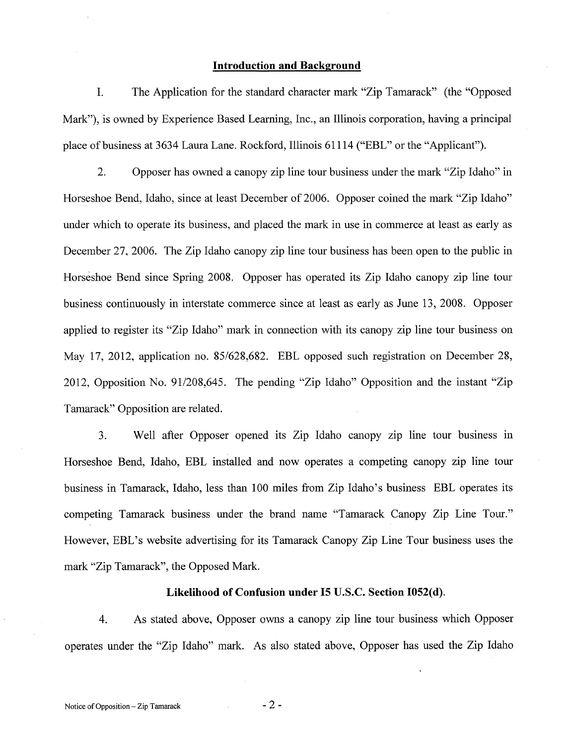## Introduction and Background

I. The Application for the standard character mark "Zip Tamarack" (the "Opposed Mark"), is owned by Experience Based Learning, Inc., an Illinois corporation, having a principal place of business at 3634 Laura Lane. Rockford, Illinois 61114 ("EBL" or the "Applicant").

2. Opposer has owned a canopy zip line tour business under the mark "Zip Idaho" in Horseshoe Bend, Idaho, since at least December of 2006. Opposer coined the mark "Zip Idaho" under which to operate its business, and placed the mark in use in commerce at least as early as December 27, 2006. The Zip Idaho canopy zip line tour business has been open to the public in Horseshoe Bend since Spring 2008. Opposer has operated its Zip Idaho canopy zip line tour business continuously in interstate commerce since at least as early as June 13, 2008. Opposer applied to register its "Zip Idaho" mark in connection with its canopy zip line tour business on May 17, 2012, application no. 85/628,682. EBL opposed such registration on December 28, 2012, Opposition No. 91/208,645. The pending "Zip Idaho" Opposition and the instant "Zip Tamarack" Opposition are related.

3. Well after Opposer opened its Zip Idaho canopy zip line tour business in Horseshoe Bend, Idaho, EBL installed and now operates a competing canopy zip line tour business in Tamarack, Idaho, less than 100 miles from Zip Idaho's business EBL operates its competing Tamarack business under the brand name "Tamarack Canopy Zip Line Tour." However, EBL's website advertising for its Tamarack Canopy Zip Line Tour business uses the mark "Zip Tamarack", the Opposed Mark.

## Likelihood of Confusion under I5 U.S.C. Section I052(d).

4. As stated above, Opposer owns a canopy zip line tour business which Opposer operates under the "Zip Idaho" mark. As also stated above, Opposer has used the Zip Idaho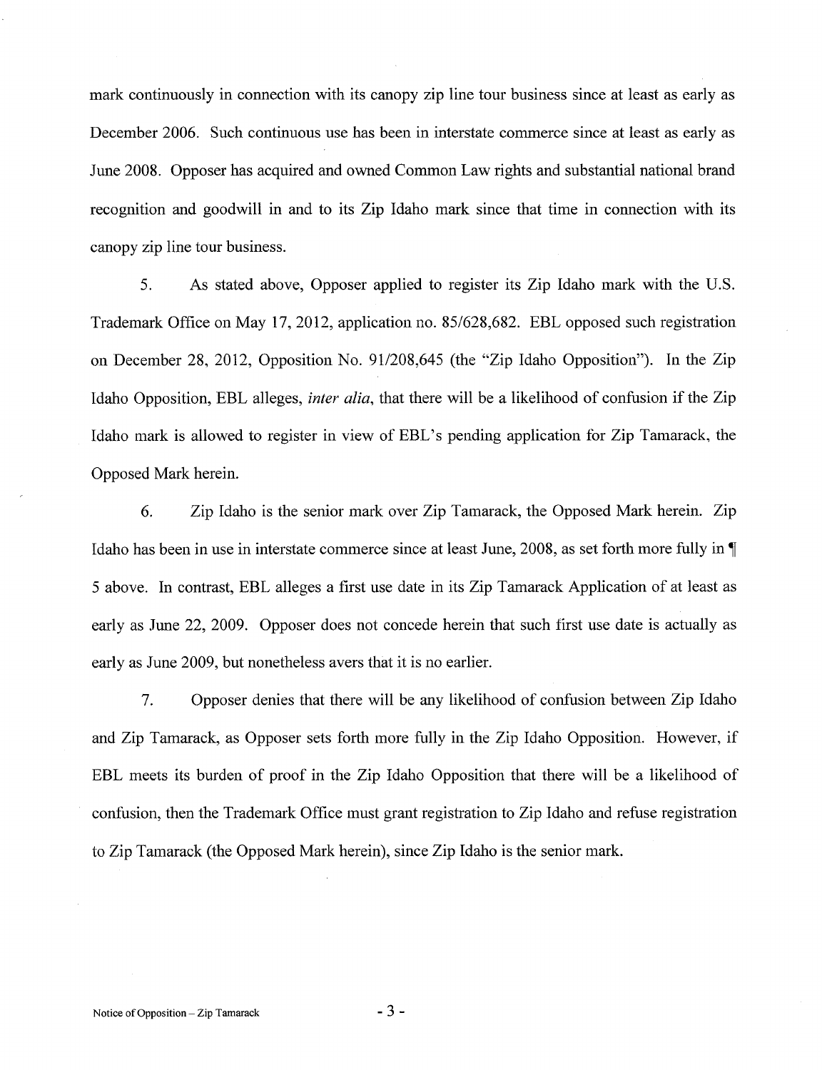mark continuously in connection with its canopy zip line tour business since at least as early as December 2006. Such continuous use has been in interstate commerce since at least as early as June 2008. Opposer has acquired and owned Common Law rights and substantial national brand recognition and goodwill in and to its Zip Idaho mark since that time in connection with its canopy zip line tour business.

5. As stated above, Opposer applied to register its Zip Idaho mark with the U.S. Trademark Office on May 17, 2012, application no. 85/628,682. EBL opposed such registration on December 28, 2012, Opposition No. 91/208,645 (the "Zip Idaho Opposition"). In the Zip Idaho Opposition, EBL alleges, *inter alia*, that there will be a likelihood of confusion if the Zip Idaho mark is allowed to register in view of EBL's pending application for Zip Tamarack, the Opposed Mark herein.

6. Zip Idaho is the senior mark over Zip Tamarack, the Opposed Mark herein. Zip Idaho has been in use in interstate commerce since at least June, 2008, as set forth more fully in ¶ 5 above. In contrast, EBL alleges a first use date in its Zip Tamarack Application of at least as early as June 22, 2009. Opposer does not concede herein that such first use date is actually as early as June 2009, but nonetheless avers that it is no earlier.

7. Opposer denies that there will be any likelihood of confusion between Zip Idaho and Zip Tamarack, as Opposer sets forth more fully in the Zip Idaho Opposition. However, if EBL meets its burden of proof in the Zip Idaho Opposition that there will be a likelihood of confusion, then the Trademark Office must grant registration to Zip Idaho and refuse registration to Zip Tamarack (the Opposed Mark herein), since Zip Idaho is the senior mark.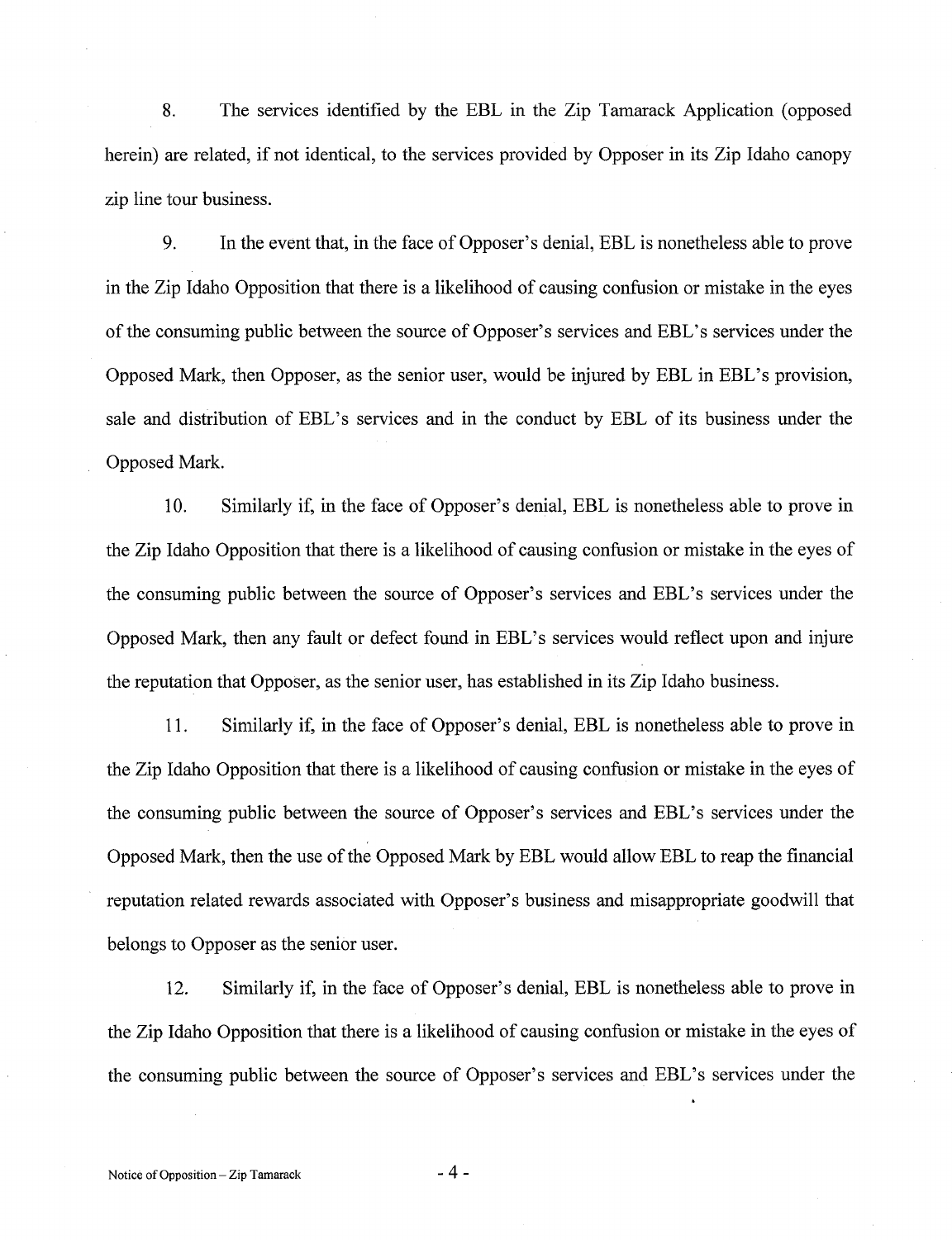8. The services identified by the EBL in the Zip Tamarack Application (opposed herein) are related, if not identical, to the services provided by Opposer in its Zip Idaho canopy zip line tour business.

9. In the event that, in the face of Opposer's denial, EBL is nonetheless able to prove in the Zip Idaho Opposition that there is a likelihood of causing confusion or mistake in the eyes of the consuming public between the source of Opposer's services and EBL's services under the Opposed Mark, then Opposer, as the senior user, would be injured by EBL in EBL's provision, sale and distribution of EBL's services and in the conduct by EBL of its business under the Opposed Mark.

10. Similarly if, in the face of Opposer's denial, EBL is nonetheless able to prove in the Zip Idaho Opposition that there is a likelihood of causing confusion or mistake in the eyes of the consuming public between the source of Opposer's services and EBL's services under the Opposed Mark, then any fault or defect found in EBL's services would reflect upon and injure the reputation that Opposer, as the senior user, has established in its Zip Idaho business.

11. Similarly if, in the face of Opposer's denial, EBL is nonetheless able to prove in the Zip Idaho Opposition that there is a likelihood of causing confusion or mistake in the eyes of the consuming public between the source of Opposer's services and EBL's services under the Opposed Mark, then the use of the Opposed Mark by EBL would allow EBL to reap the financial reputation related rewards associated with Opposer's business and misappropriate goodwill that belongs to Opposer as the senior user.

12. Similarly if, in the face of Opposer's denial, EBL is nonetheless able to prove in the Zip Idaho Opposition that there is a likelihood of causing confusion or mistake in the eyes of the consuming public between the source of Opposer's services and EBL's services under the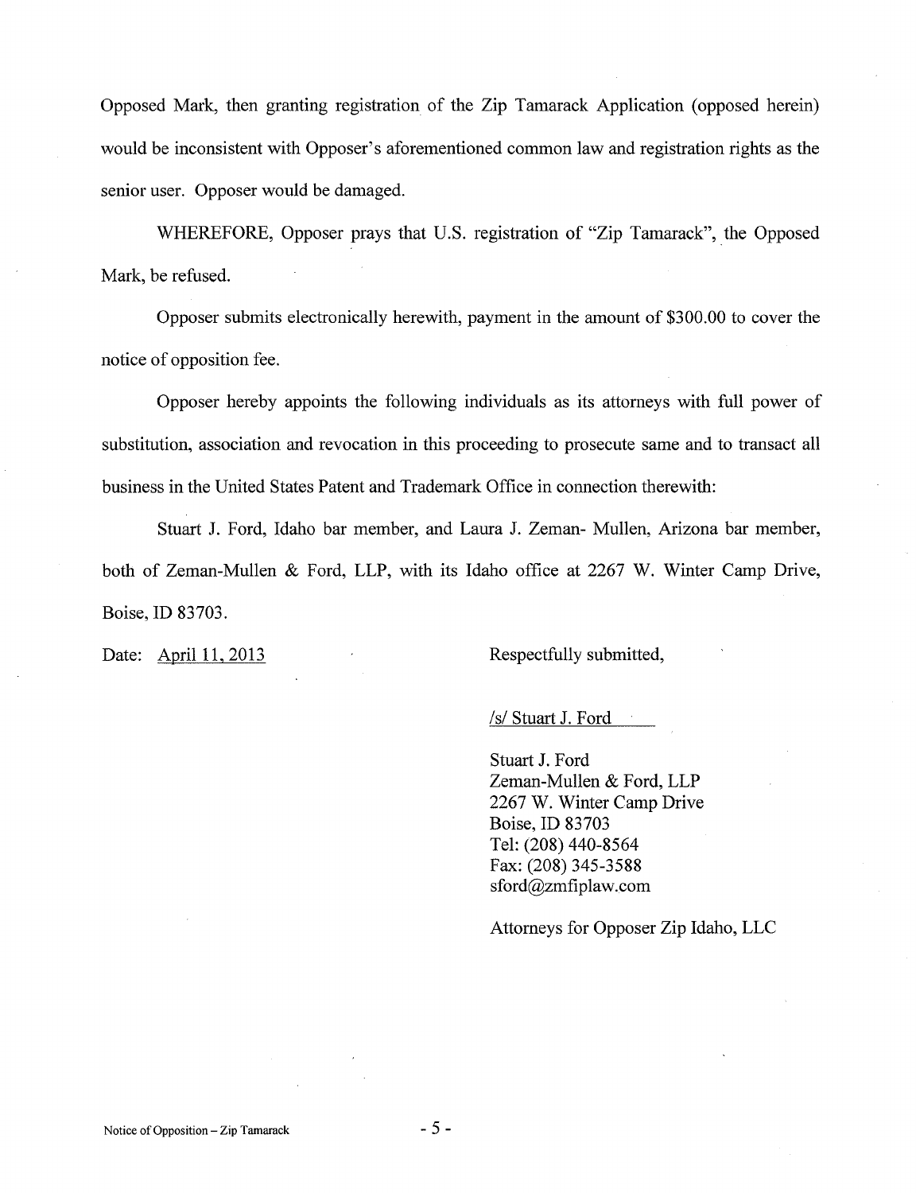Opposed Mark, then granting registration of the Zip Tamarack Application (opposed herein) would be inconsistent with Opposer's aforementioned common law and registration rights as the senior user. Opposer would be damaged.

WHEREFORE, Opposer prays that U.S. registration of "Zip Tamarack", the Opposed Mark, be refused.

Opposer submits electronically herewith, payment in the amount of $300.00 to cover the notice of opposition fee.

Opposer hereby appoints the following individuals as its attorneys with full power of substitution, association and revocation in this proceeding to prosecute same and to transact all business in the United States Patent and Trademark Office in connection therewith:

Stuart J. Ford, Idaho bar member, and Laura J. Zeman- Mullen, Arizona bar member, both of Zeman-Mullen & Ford, LLP, with its Idaho office at 2267 W. Winter Camp Drive, Boise, ID 83703.

Date: April 11, 2013

Respectfully submitted,

/s/ Stuart J. Ford

Stuart J. Ford
Zeman-Mullen & Ford, LLP
2267 W. Winter Camp Drive
Boise, ID 83703
Tel: (208) 440-8564
Fax: (208) 345-3588
sford@zmfiplaw.com

Attorneys for Opposer Zip Idaho, LLC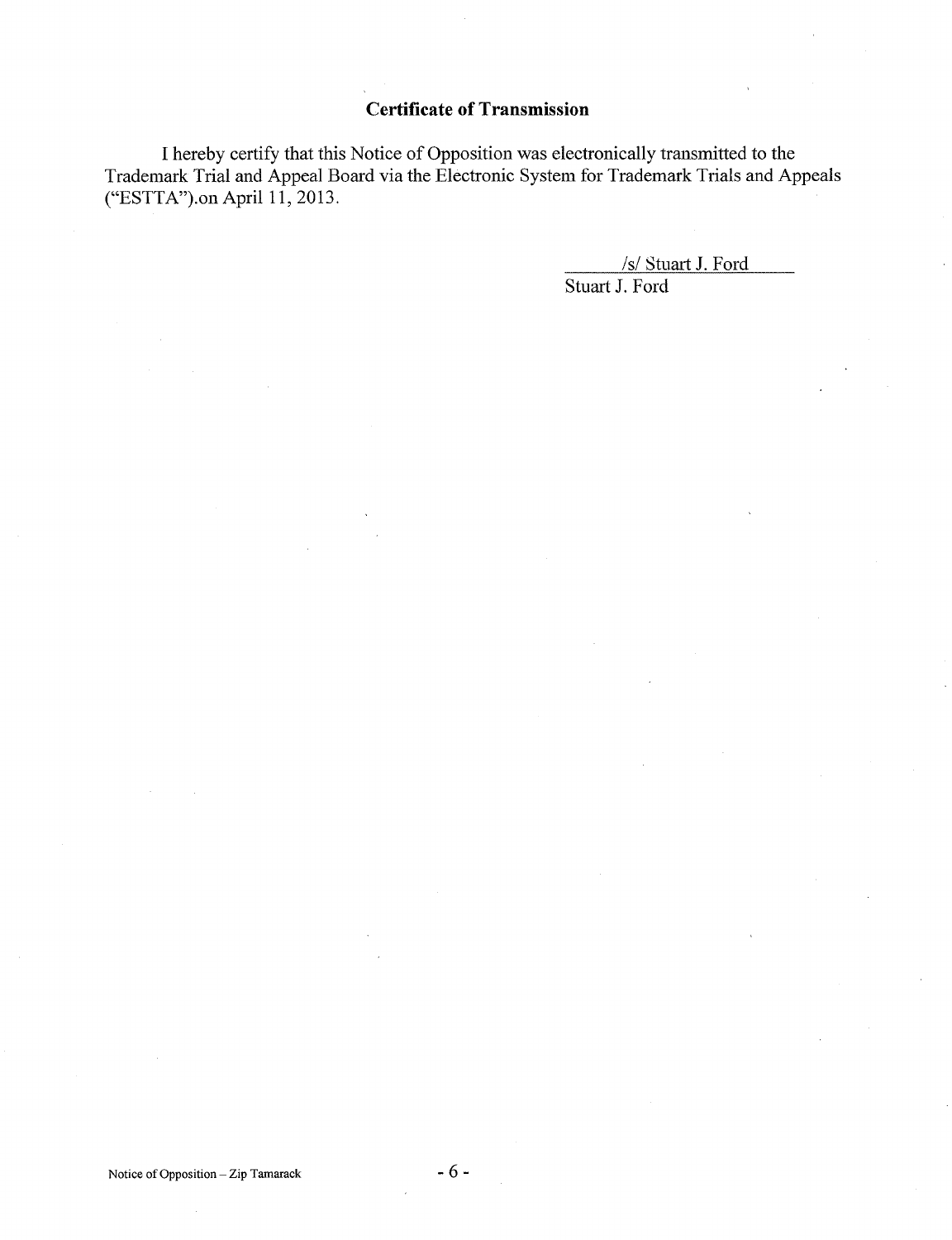## Certificate of Transmission

I hereby certify that this Notice of Opposition was electronically transmitted to the Trademark Trial and Appeal Board via the Electronic System for Trademark Trials and Appeals ("ESTTA").on April 11, 2013.

/s/ Stuart J. Ford
Stuart J. Ford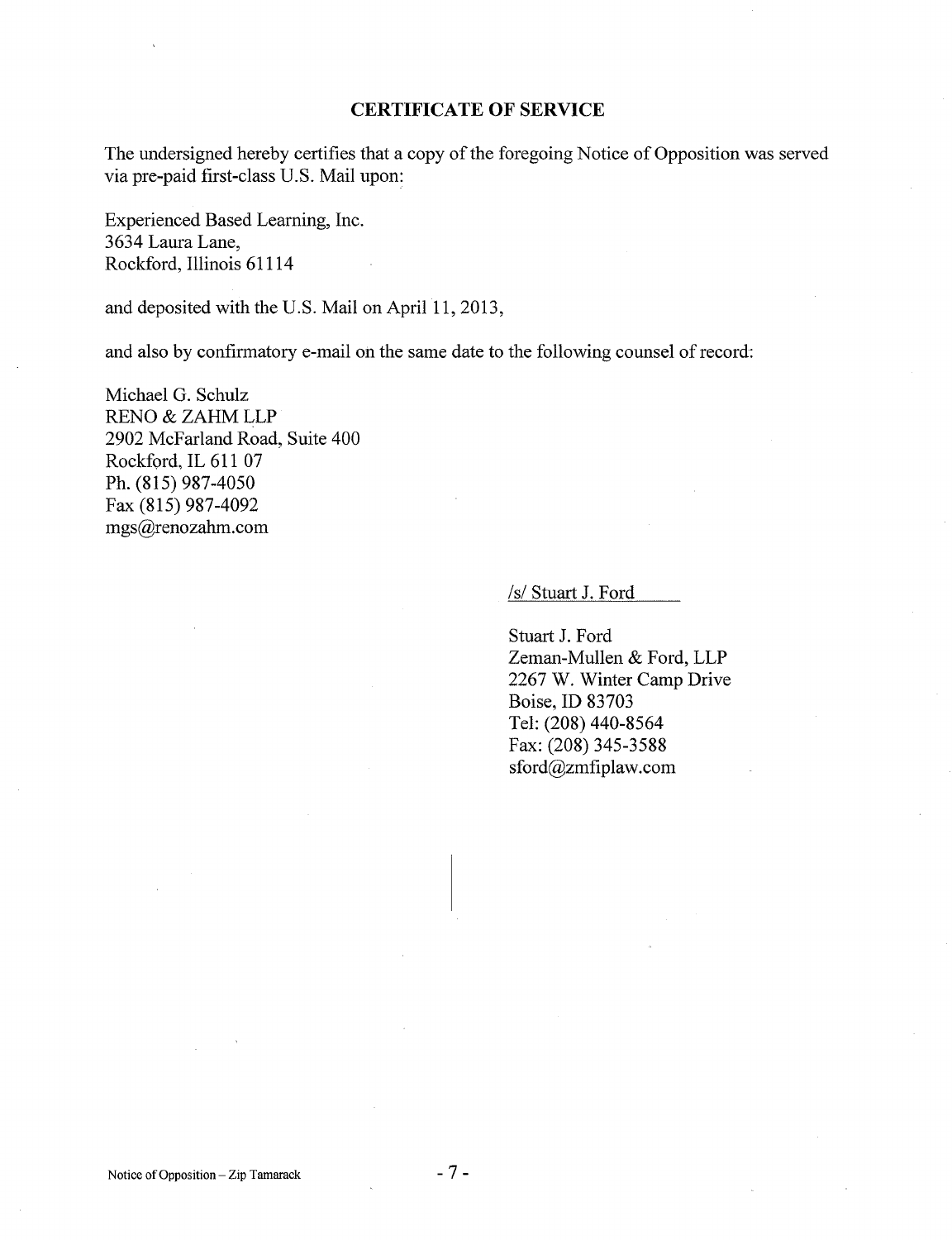## CERTIFICATE OF SERVICE

The undersigned hereby certifies that a copy of the foregoing Notice of Opposition was served via pre-paid first-class U.S. Mail upon:

Experienced Based Learning, Inc.
3634 Laura Lane,
Rockford, Illinois 61114

and deposited with the U.S. Mail on April 11, 2013,

and also by confirmatory e-mail on the same date to the following counsel of record:

Michael G. Schulz
RENO & ZAHM LLP
2902 McFarland Road, Suite 400
Rockford, IL 611 07
Ph. (815) 987-4050
Fax (815) 987-4092
mgs@renozahm.com

/s/ Stuart J. Ford

Stuart J. Ford
Zeman-Mullen & Ford, LLP
2267 W. Winter Camp Drive
Boise, ID 83703
Tel: (208) 440-8564
Fax: (208) 345-3588
sford@zmfiplaw.com